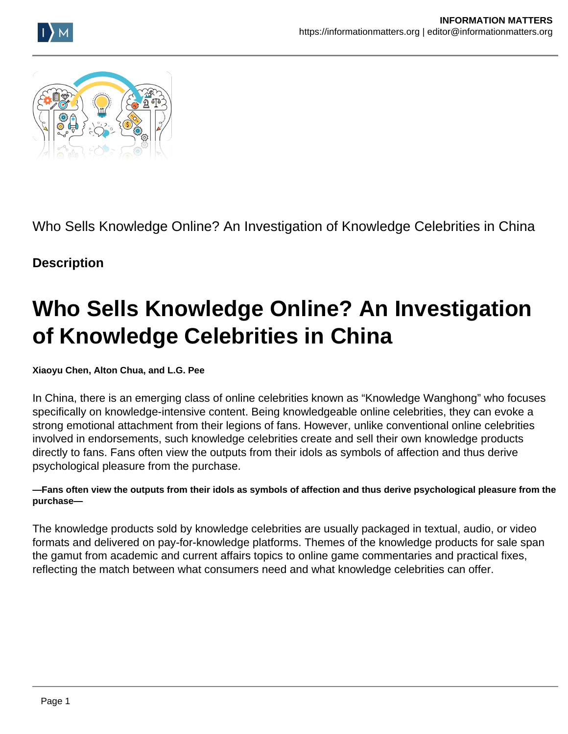Who Sells Knowledge Online? An Investigation of Knowledge Celebrities in China

**Description**

# Who Sells Knowledge Online? An Investigation of Knowledge Celebrities in China

**Xiaoyu Chen, Alton Chua, and L.G. Pee**

In China, there is an emerging class of online celebrities known as "Knowledge Wanghong" who focuses specifically on knowledge-intensive content. Being knowledgeable online celebrities, they can evoke a strong emotional attachment from their legions of fans. However, unlike conventional online celebrities involved in endorsements, such knowledge celebrities create and sell their own knowledge products directly to fans. Fans often view the outputs from their idols as symbols of affection and thus derive psychological pleasure from the purchase.

**—Fans often view the outputs from their idols as symbols of affection and thus derive psychological pleasure from the purchase—**

The knowledge products sold by knowledge celebrities are usually packaged in textual, audio, or video formats and delivered on pay-for-knowledge platforms. Themes of the knowledge products for sale span the gamut from academic and current affairs topics to online game commentaries and practical fixes, reflecting the match between what consumers need and what knowledge celebrities can offer.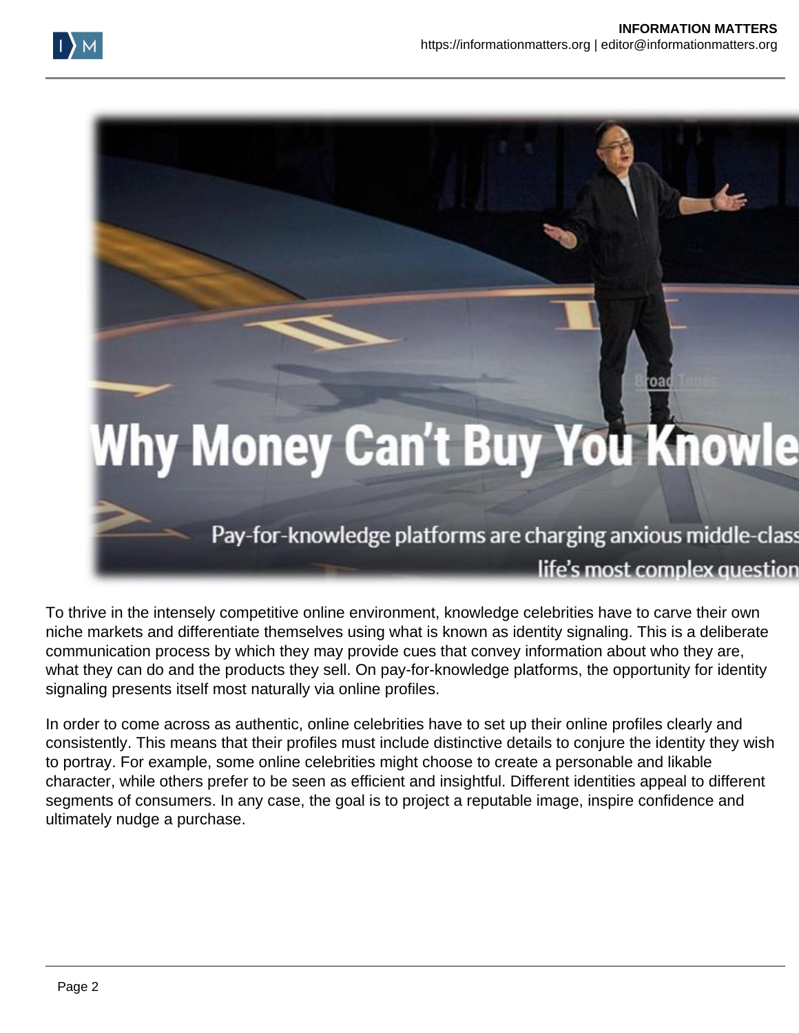To thrive in the intensely competitive online environment, knowledge celebrities have to carve their own niche markets and differentiate themselves using what is known as identity signaling. This is a deliberate communication process by which they may provide cues that convey information about who they are, what they can do and the products they sell. On pay-for-knowledge platforms, the opportunity for identity signaling presents itself most naturally via online profiles.

In order to come across as authentic, online celebrities have to set up their online profiles clearly and consistently. This means that their profiles must include distinctive details to conjure the identity they wish to portray. For example, some online celebrities might choose to create a personable and likable character, while others prefer to be seen as efficient and insightful. Different identities appeal to different segments of consumers. In any case, the goal is to project a reputable image, inspire confidence and ultimately nudge a purchase.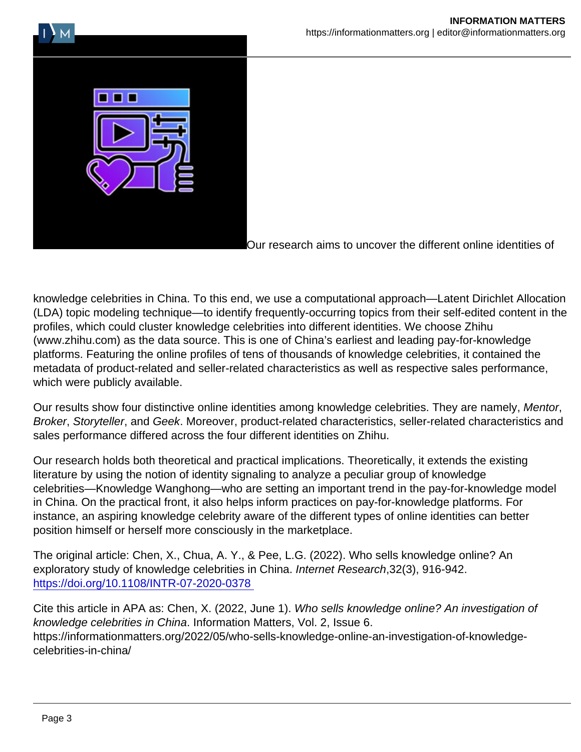Our research aims to uncover the different online identities of knowledge celebrities in China. To this end, we use a computational approach—Latent Dirichlet Allocation (LDA) topic modeling technique—to identify frequently-occurring topics from their self-edited content in the profiles, which could cluster knowledge celebrities into different identities. We choose Zhihu (www.zhihu.com) as the data source. This is one of China's earliest and leading pay-for-knowledge platforms. Featuring the online profiles of tens of thousands of knowledge celebrities, it contained the metadata of product-related and seller-related characteristics as well as respective sales performance, which were publicly available.

Our results show four distinctive online identities among knowledge celebrities. They are namely, *Mentor*, *Broker*, *Storyteller*, and *Geek*. Moreover, product-related characteristics, seller-related characteristics and sales performance differed across the four different identities on Zhihu.

Our research holds both theoretical and practical implications. Theoretically, it extends the existing literature by using the notion of identity signaling to analyze a peculiar group of knowledge celebrities—Knowledge Wanghong—who are setting an important trend in the pay-for-knowledge model in China. On the practical front, it also helps inform practices on pay-for-knowledge platforms. For instance, an aspiring knowledge celebrity aware of the different types of online identities can better position himself or herself more consciously in the marketplace.

The original article: Chen, X., Chua, A. Y., & Pee, L.G. (2022). Who sells knowledge online? An exploratory study of knowledge celebrities in China. *Internet Research*,32(3), 916-942. https://doi.org/10.1108/INTR-07-2020-0378

Cite this article in APA as: Chen, X. (2022, June 1). *Who sells knowledge online? An investigation of knowledge celebrities in China*. Information Matters, Vol. 2, Issue 6. https://informationmatters.org/2022/05/who-sells-knowledge-online-an-investigation-of-knowledge-celebrities-in-china/